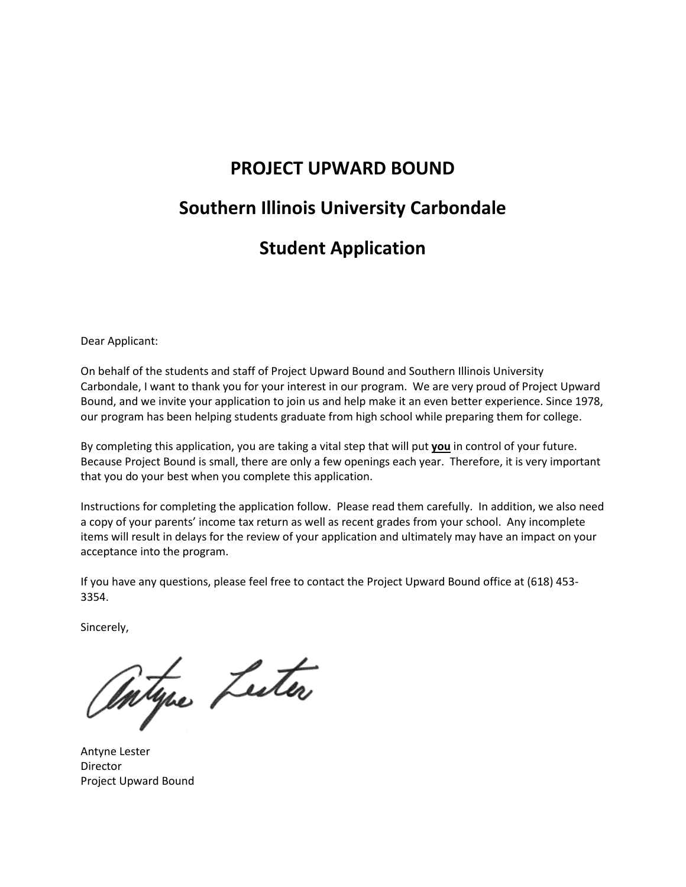# PROJECT UPWARD BOUND

## Southern Illinois University Carbondale

## Student Application

Dear Applicant:

On behalf of the students and staff of Project Upward Bound and Southern Illinois University Carbondale, I want to thank you for your interest in our program. We are very proud of Project Upward Bound, and we invite your application to join us and help make it an even better experience. Since 1978, our program has been helping students graduate from high school while preparing them for college.

By completing this application, you are taking a vital step that will put **<u>you</u>** in control of your future. Because Project Bound is small, there are only a few openings each year. Therefore, it is very important that you do your best when you complete this application.

Instructions for completing the application follow. Please read them carefully. In addition, we also need a copy of your parents' income tax return as well as recent grades from your school. Any incomplete items will result in delays for the review of your application and ultimately may have an impact on your acceptance into the program.

If you have any questions, please feel free to contact the Project Upward Bound office at (618) 453-3354.

Sincerely,

Antyne Lester

Antyne Lester
Director
Project Upward Bound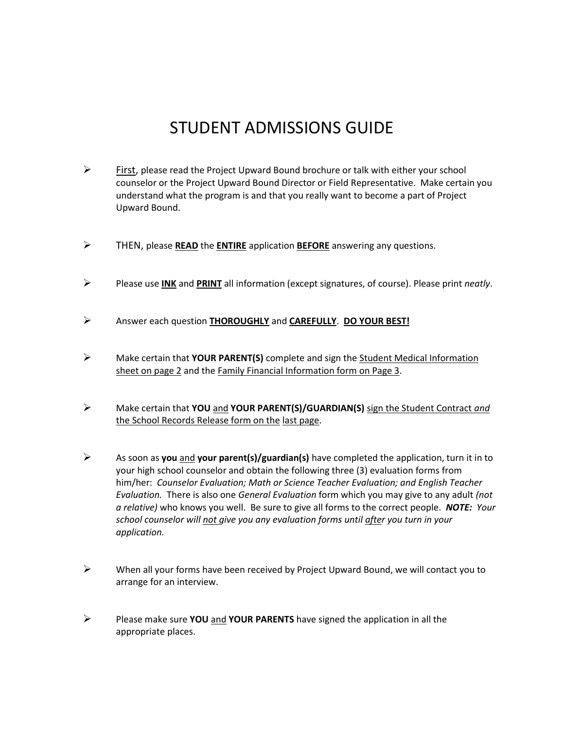# STUDENT ADMISSIONS GUIDE

- First, please read the Project Upward Bound brochure or talk with either your school counselor or the Project Upward Bound Director or Field Representative. Make certain you understand what the program is and that you really want to become a part of Project Upward Bound.

- THEN, please **READ** the **ENTIRE** application **BEFORE** answering any questions.

- Please use **INK** and **PRINT** all information (except signatures, of course). Please print *neatly*.

- Answer each question **THOROUGHLY** and **CAREFULLY**. **DO YOUR BEST!**

- Make certain that **YOUR PARENT(S)** complete and sign the Student Medical Information sheet on page 2 and the Family Financial Information form on Page 3.

- Make certain that **YOU** and **YOUR PARENT(S)/GUARDIAN(S)** sign the Student Contract *and* the School Records Release form on the last page.

- As soon as **you** and **your parent(s)/guardian(s)** have completed the application, turn it in to your high school counselor and obtain the following three (3) evaluation forms from him/her: *Counselor Evaluation; Math or Science Teacher Evaluation; and English Teacher Evaluation.* There is also one *General Evaluation* form which you may give to any adult *(not a relative)* who knows you well. Be sure to give all forms to the correct people. ***NOTE:*** *Your school counselor will not give you any evaluation forms until after you turn in your application.*

- When all your forms have been received by Project Upward Bound, we will contact you to arrange for an interview.

- Please make sure **YOU** and **YOUR PARENTS** have signed the application in all the appropriate places.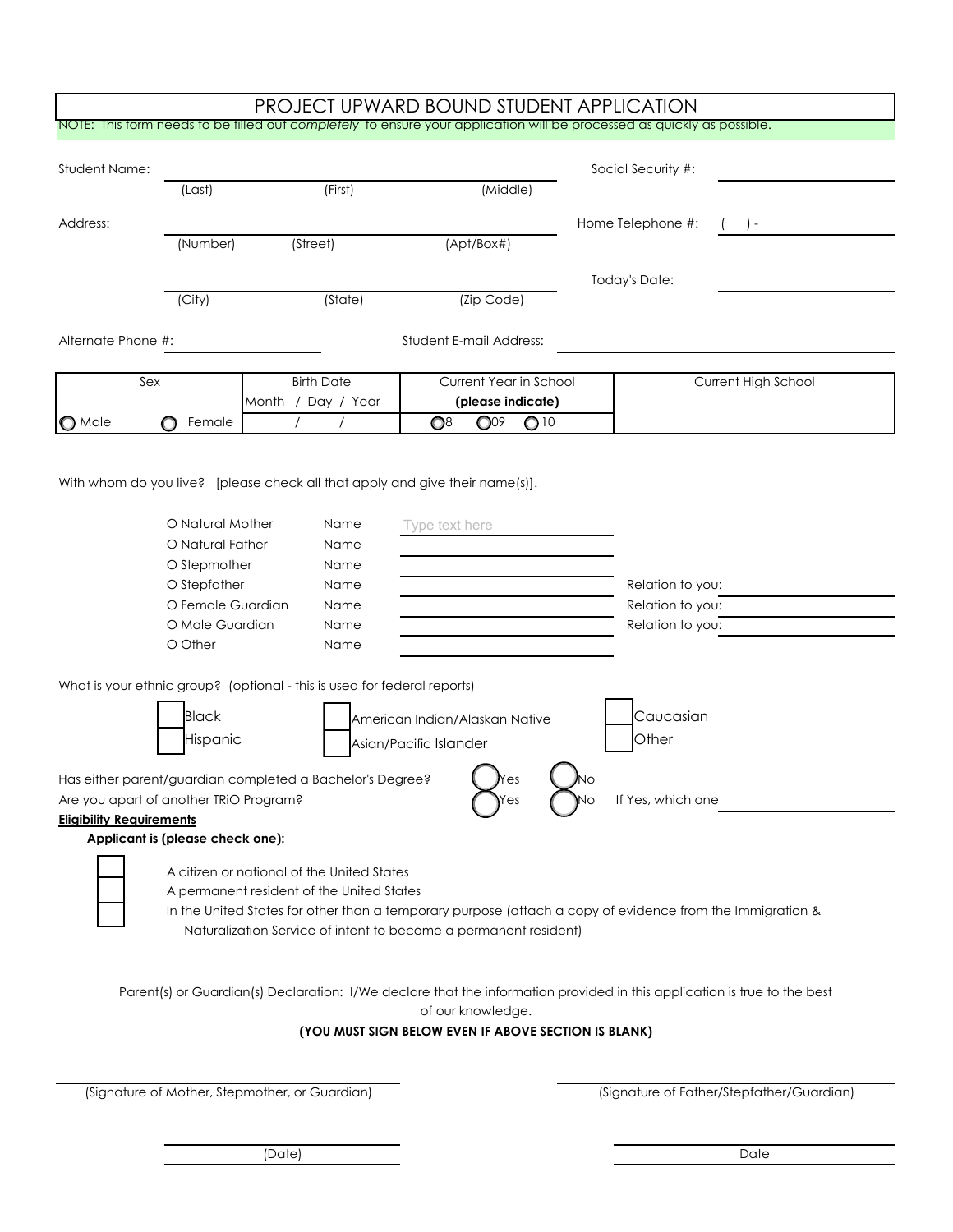# PROJECT UPWARD BOUND STUDENT APPLICATION

NOTE: This form needs to be filled out *completely* to ensure your application will be processed as quickly as possible.

Student Name: ______________________________
(Last) (First) (Middle)

Social Security #: ______________

Address: ______________________________
(Number) (Street) (Apt/Box#)

Home Telephone #: ( ) -

______________________________
(City) (State) (Zip Code)

Today's Date: ______________

Alternate Phone #: ______________ Student E-mail Address: ______________

| Sex | | Birth Date | Current Year in School | Current High School |
|---|---|---|---|---|
| | | Month / Day / Year | **(please indicate)** | |
| O Male | O Female | / / | O 8 O 09 O 10 | |

With whom do you live? [please check all that apply and give their name(s)].

- O Natural Mother Name ______________
- O Natural Father Name ______________
- O Stepmother Name ______________
- O Stepfather Name ______________ Relation to you: ______________
- O Female Guardian Name ______________ Relation to you: ______________
- O Male Guardian Name ______________ Relation to you: ______________
- O Other Name ______________

What is your ethnic group? (optional - this is used for federal reports)

- ☐ Black
- ☐ Hispanic
- ☐ American Indian/Alaskan Native
- ☐ Asian/Pacific Islander
- ☐ Caucasian
- ☐ Other

Has either parent/guardian completed a Bachelor's Degree? O Yes O No

Are you apart of another TRiO Program? O Yes O No If Yes, which one ______________

**Eligibility Requirements**

**Applicant is (please check one):**

- ☐ A citizen or national of the United States
- ☐ A permanent resident of the United States
- ☐ In the United States for other than a temporary purpose (attach a copy of evidence from the Immigration & Naturalization Service of intent to become a permanent resident)

Parent(s) or Guardian(s) Declaration: I/We declare that the information provided in this application is true to the best of our knowledge.

**(YOU MUST SIGN BELOW EVEN IF ABOVE SECTION IS BLANK)**

______________________________
(Signature of Mother, Stepmother, or Guardian)

______________________________
(Signature of Father/Stepfather/Guardian)

______________________________
(Date)

______________________________
Date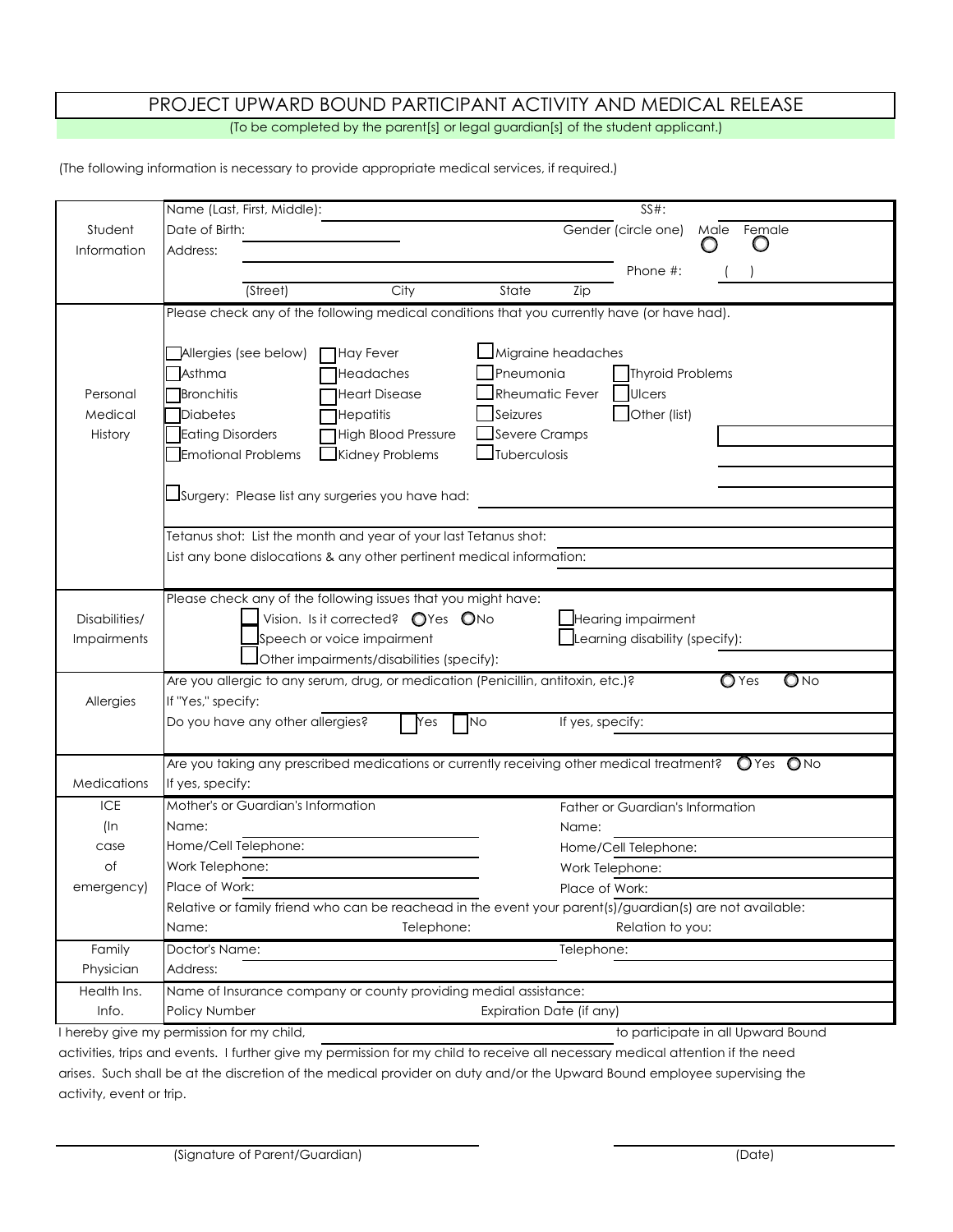# PROJECT UPWARD BOUND PARTICIPANT ACTIVITY AND MEDICAL RELEASE

(To be completed by the parent[s] or legal guardian[s] of the student applicant.)

(The following information is necessary to provide appropriate medical services, if required.)

| | |
|---|---|
| Student Information | Name (Last, First, Middle): ______ SS#: ______<br>Date of Birth: ______ Gender (circle one) ○ Male ○ Female<br>Address: ______ Phone #: ( )<br>(Street) City State Zip |
| Personal Medical History | Please check any of the following medical conditions that you currently have (or have had).<br><br>☐ Allergies (see below) ☐ Hay Fever ☐ Migraine headaches<br>☐ Asthma ☐ Headaches ☐ Pneumonia ☐ Thyroid Problems<br>☐ Bronchitis ☐ Heart Disease ☐ Rheumatic Fever ☐ Ulcers<br>☐ Diabetes ☐ Hepatitis ☐ Seizures ☐ Other (list)<br>☐ Eating Disorders ☐ High Blood Pressure ☐ Severe Cramps<br>☐ Emotional Problems ☐ Kidney Problems ☐ Tuberculosis<br><br>☐ Surgery: Please list any surgeries you have had: ______<br><br>Tetanus shot: List the month and year of your last Tetanus shot: ______<br>List any bone dislocations & any other pertinent medical information: ______ |
| Disabilities/ Impairments | Please check any of the following issues that you might have:<br>☐ Vision. Is it corrected? ○ Yes ○ No ☐ Hearing impairment<br>☐ Speech or voice impairment ☐ Learning disability (specify):<br>☐ Other impairments/disabilities (specify): |
| Allergies | Are you allergic to any serum, drug, or medication (Penicillin, antitoxin, etc.)? ○ Yes ○ No<br>If "Yes," specify:<br>Do you have any other allergies? ☐ Yes ☐ No If yes, specify: |
| Medications | Are you taking any prescribed medications or currently receiving other medical treatment? ○ Yes ○ No<br>If yes, specify: |
| ICE (In case of emergency) | Mother's or Guardian's Information — Name: ______ Home/Cell Telephone: ______ Work Telephone: ______ Place of Work: ______<br>Father or Guardian's Information — Name: ______ Home/Cell Telephone: ______ Work Telephone: ______ Place of Work: ______<br>Relative or family friend who can be reachead in the event your parent(s)/guardian(s) are not available:<br>Name: Telephone: Relation to you: |
| Family Physician | Doctor's Name: ______ Telephone: ______<br>Address: ______ |
| Health Ins. Info. | Name of Insurance company or county providing medial assistance: ______<br>Policy Number ______ Expiration Date (if any) ______ |

I hereby give my permission for my child, ______________________ to participate in all Upward Bound activities, trips and events. I further give my permission for my child to receive all necessary medical attention if the need arises. Such shall be at the discretion of the medical provider on duty and/or the Upward Bound employee supervising the activity, event or trip.

______________________ (Signature of Parent/Guardian) ______________________ (Date)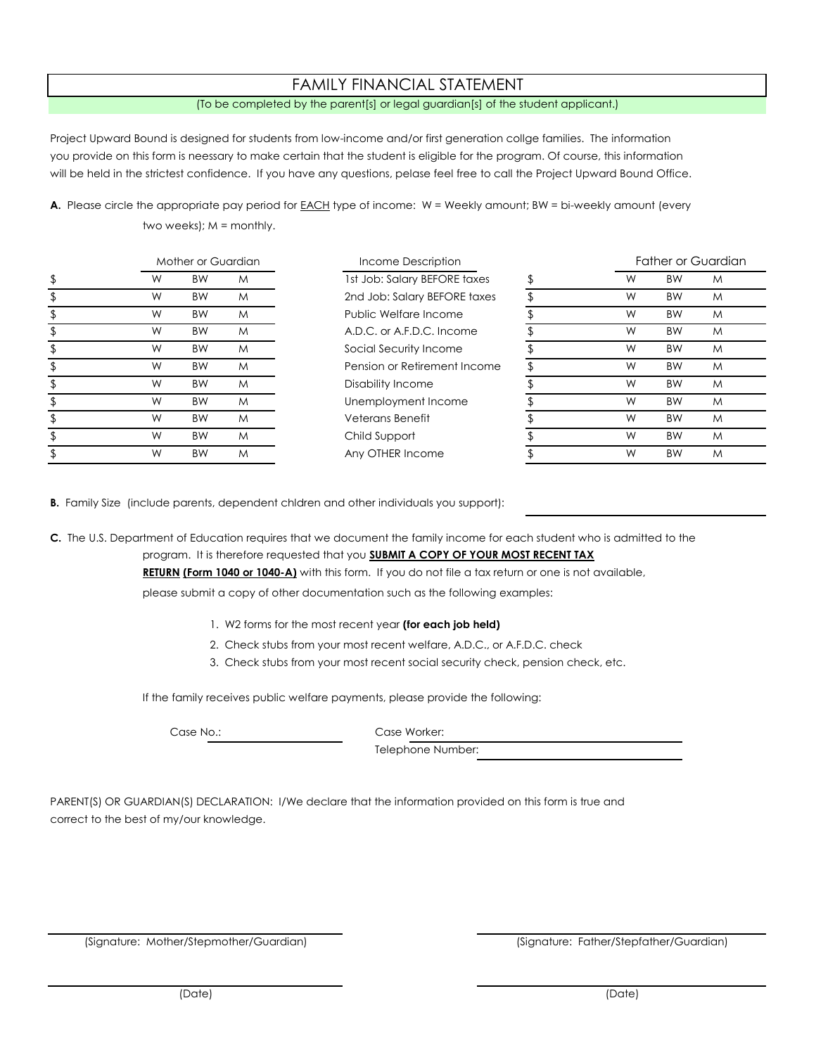# FAMILY FINANCIAL STATEMENT

(To be completed by the parent[s] or legal guardian[s] of the student applicant.)

Project Upward Bound is designed for students from low-income and/or first generation collge families. The information you provide on this form is neessary to make certain that the student is eligible for the program. Of course, this information will be held in the strictest confidence. If you have any questions, pelase feel free to call the Project Upward Bound Office.

**A.** Please circle the appropriate pay period for EACH type of income: W = Weekly amount; BW = bi-weekly amount (every two weeks); M = monthly.

| Mother or Guardian | | | | Income Description | Father or Guardian | | | |
|---|---|---|---|---|---|---|---|---|
| $ | W | BW | M | 1st Job: Salary BEFORE taxes | $ | W | BW | M |
| $ | W | BW | M | 2nd Job: Salary BEFORE taxes | $ | W | BW | M |
| $ | W | BW | M | Public Welfare Income | $ | W | BW | M |
| $ | W | BW | M | A.D.C. or A.F.D.C. Income | $ | W | BW | M |
| $ | W | BW | M | Social Security Income | $ | W | BW | M |
| $ | W | BW | M | Pension or Retirement Income | $ | W | BW | M |
| $ | W | BW | M | Disability Income | $ | W | BW | M |
| $ | W | BW | M | Unemployment Income | $ | W | BW | M |
| $ | W | BW | M | Veterans Benefit | $ | W | BW | M |
| $ | W | BW | M | Child Support | $ | W | BW | M |
| $ | W | BW | M | Any OTHER Income | $ | W | BW | M |

**B.** Family Size (include parents, dependent chldren and other individuals you support): ______________________

**C.** The U.S. Department of Education requires that we document the family income for each student who is admitted to the program. It is therefore requested that you **SUBMIT A COPY OF YOUR MOST RECENT TAX RETURN (Form 1040 or 1040-A)** with this form. If you do not file a tax return or one is not available, please submit a copy of other documentation such as the following examples:

1. W2 forms for the most recent year **(for each job held)**
2. Check stubs from your most recent welfare, A.D.C., or A.F.D.C. check
3. Check stubs from your most recent social security check, pension check, etc.

If the family receives public welfare payments, please provide the following:

Case No.: ______________________ Case Worker: ______________________

Telephone Number: ______________________

PARENT(S) OR GUARDIAN(S) DECLARATION: I/We declare that the information provided on this form is true and correct to the best of my/our knowledge.

______________________ (Signature: Mother/Stepmother/Guardian)

______________________ (Signature: Father/Stepfather/Guardian)

______________________ (Date)

______________________ (Date)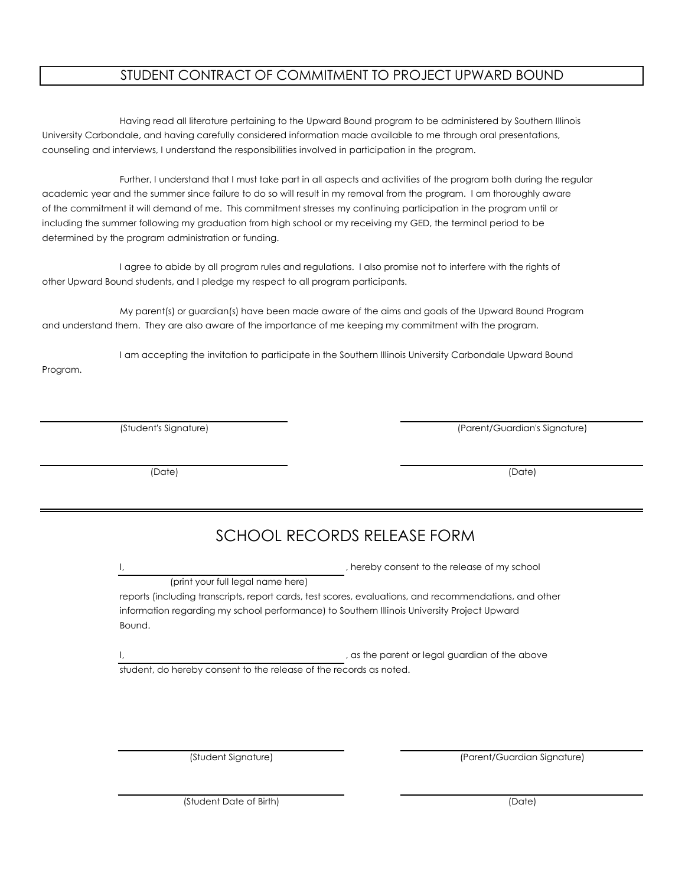# STUDENT CONTRACT OF COMMITMENT TO PROJECT UPWARD BOUND

Having read all literature pertaining to the Upward Bound program to be administered by Southern Illinois University Carbondale, and having carefully considered information made available to me through oral presentations, counseling and interviews, I understand the responsibilities involved in participation in the program.

Further, I understand that I must take part in all aspects and activities of the program both during the regular academic year and the summer since failure to do so will result in my removal from the program. I am thoroughly aware of the commitment it will demand of me. This commitment stresses my continuing participation in the program until or including the summer following my graduation from high school or my receiving my GED, the terminal period to be determined by the program administration or funding.

I agree to abide by all program rules and regulations. I also promise not to interfere with the rights of other Upward Bound students, and I pledge my respect to all program participants.

My parent(s) or guardian(s) have been made aware of the aims and goals of the Upward Bound Program and understand them. They are also aware of the importance of me keeping my commitment with the program.

I am accepting the invitation to participate in the Southern Illinois University Carbondale Upward Bound Program.

\_\_\_\_\_\_\_\_\_\_\_\_\_\_\_\_\_\_\_\_\_\_\_\_\_\_\_\_ (Student's Signature)

\_\_\_\_\_\_\_\_\_\_\_\_\_\_\_\_\_\_\_\_\_\_\_\_\_\_\_\_ (Parent/Guardian's Signature)

\_\_\_\_\_\_\_\_\_\_\_\_\_\_\_\_\_\_\_\_\_\_\_\_\_\_\_\_ (Date)

\_\_\_\_\_\_\_\_\_\_\_\_\_\_\_\_\_\_\_\_\_\_\_\_\_\_\_\_ (Date)

---

# SCHOOL RECORDS RELEASE FORM

I, \_\_\_\_\_\_\_\_\_\_\_\_\_\_\_\_\_\_\_\_\_\_\_\_\_\_\_\_ , hereby consent to the release of my school
(print your full legal name here)
reports (including transcripts, report cards, test scores, evaluations, and recommendations, and other information regarding my school performance) to Southern Illinois University Project Upward Bound.

I, \_\_\_\_\_\_\_\_\_\_\_\_\_\_\_\_\_\_\_\_\_\_\_\_\_\_\_\_ , as the parent or legal guardian of the above student, do hereby consent to the release of the records as noted.

\_\_\_\_\_\_\_\_\_\_\_\_\_\_\_\_\_\_\_\_\_\_\_\_\_\_\_\_ (Student Signature)

\_\_\_\_\_\_\_\_\_\_\_\_\_\_\_\_\_\_\_\_\_\_\_\_\_\_\_\_ (Parent/Guardian Signature)

\_\_\_\_\_\_\_\_\_\_\_\_\_\_\_\_\_\_\_\_\_\_\_\_\_\_\_\_ (Student Date of Birth)

\_\_\_\_\_\_\_\_\_\_\_\_\_\_\_\_\_\_\_\_\_\_\_\_\_\_\_\_ (Date)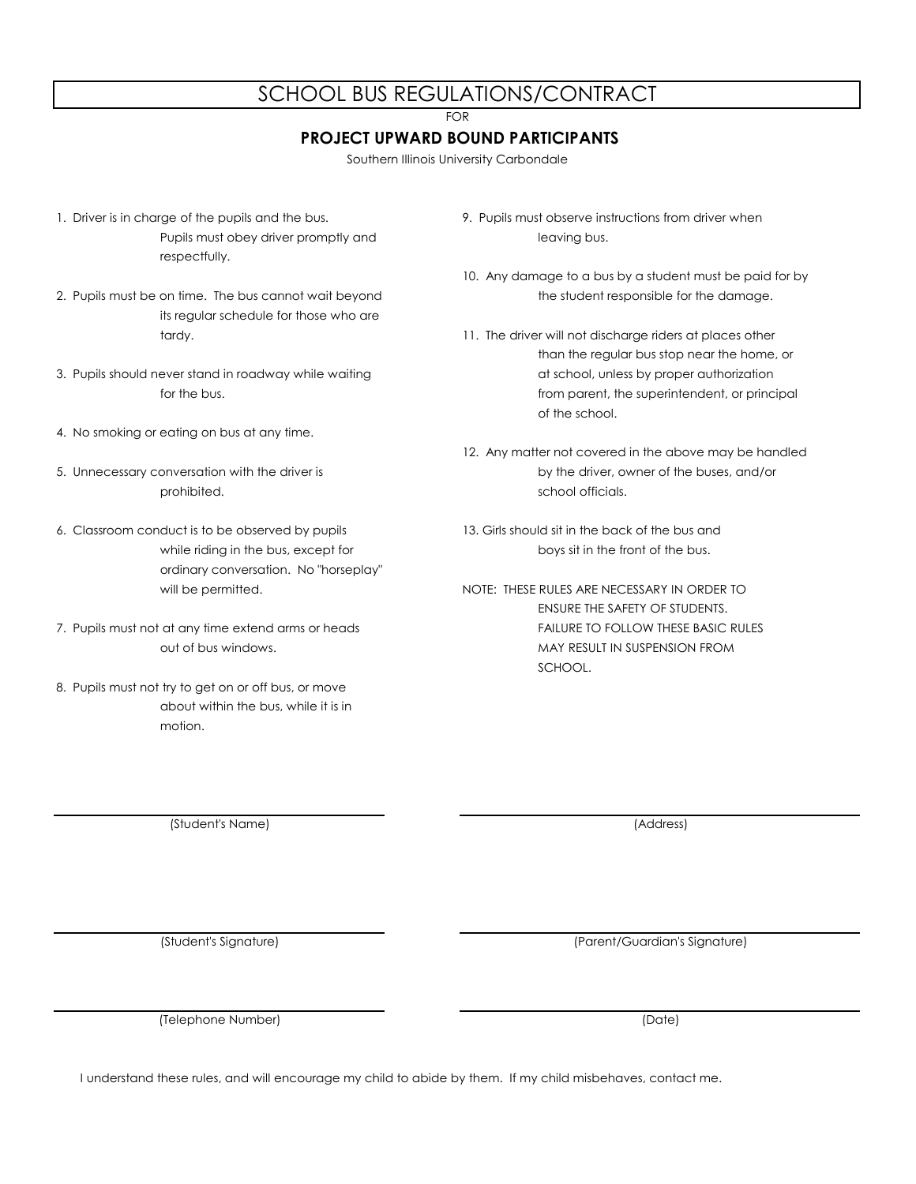# SCHOOL BUS REGULATIONS/CONTRACT

FOR

## PROJECT UPWARD BOUND PARTICIPANTS

Southern Illinois University Carbondale

1. Driver is in charge of the pupils and the bus. Pupils must obey driver promptly and respectfully.

2. Pupils must be on time. The bus cannot wait beyond its regular schedule for those who are tardy.

3. Pupils should never stand in roadway while waiting for the bus.

4. No smoking or eating on bus at any time.

5. Unnecessary conversation with the driver is prohibited.

6. Classroom conduct is to be observed by pupils while riding in the bus, except for ordinary conversation. No "horseplay" will be permitted.

7. Pupils must not at any time extend arms or heads out of bus windows.

8. Pupils must not try to get on or off bus, or move about within the bus, while it is in motion.

9. Pupils must observe instructions from driver when leaving bus.

10. Any damage to a bus by a student must be paid for by the student responsible for the damage.

11. The driver will not discharge riders at places other than the regular bus stop near the home, or at school, unless by proper authorization from parent, the superintendent, or principal of the school.

12. Any matter not covered in the above may be handled by the driver, owner of the buses, and/or school officials.

13. Girls should sit in the back of the bus and boys sit in the front of the bus.

NOTE: THESE RULES ARE NECESSARY IN ORDER TO ENSURE THE SAFETY OF STUDENTS. FAILURE TO FOLLOW THESE BASIC RULES MAY RESULT IN SUSPENSION FROM SCHOOL.

______________________________
(Student's Name)

______________________________
(Address)

______________________________
(Student's Signature)

______________________________
(Parent/Guardian's Signature)

______________________________
(Telephone Number)

______________________________
(Date)

I understand these rules, and will encourage my child to abide by them. If my child misbehaves, contact me.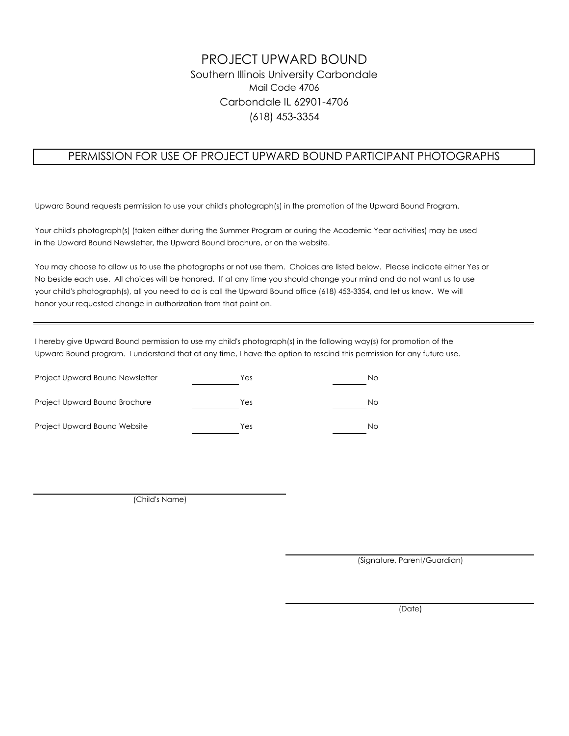# PROJECT UPWARD BOUND

Southern Illinois University Carbondale
Mail Code 4706
Carbondale IL 62901-4706
(618) 453-3354

## PERMISSION FOR USE OF PROJECT UPWARD BOUND PARTICIPANT PHOTOGRAPHS

Upward Bound requests permission to use your child's photograph(s) in the promotion of the Upward Bound Program.

Your child's photograph(s) (taken either during the Summer Program or during the Academic Year activities) may be used in the Upward Bound Newsletter, the Upward Bound brochure, or on the website.

You may choose to allow us to use the photographs or not use them. Choices are listed below. Please indicate either Yes or No beside each use. All choices will be honored. If at any time you should change your mind and do not want us to use your child's photograph(s), all you need to do is call the Upward Bound office (618) 453-3354, and let us know. We will honor your requested change in authorization from that point on.

---

I hereby give Upward Bound permission to use my child's photograph(s) in the following way(s) for promotion of the Upward Bound program. I understand that at any time, I have the option to rescind this permission for any future use.

| | | |
|---|---|---|
| Project Upward Bound Newsletter | _______ Yes | _______ No |
| Project Upward Bound Brochure | _______ Yes | _______ No |
| Project Upward Bound Website | _______ Yes | _______ No |

______________________________
(Child's Name)

______________________________
(Signature, Parent/Guardian)

______________________________
(Date)